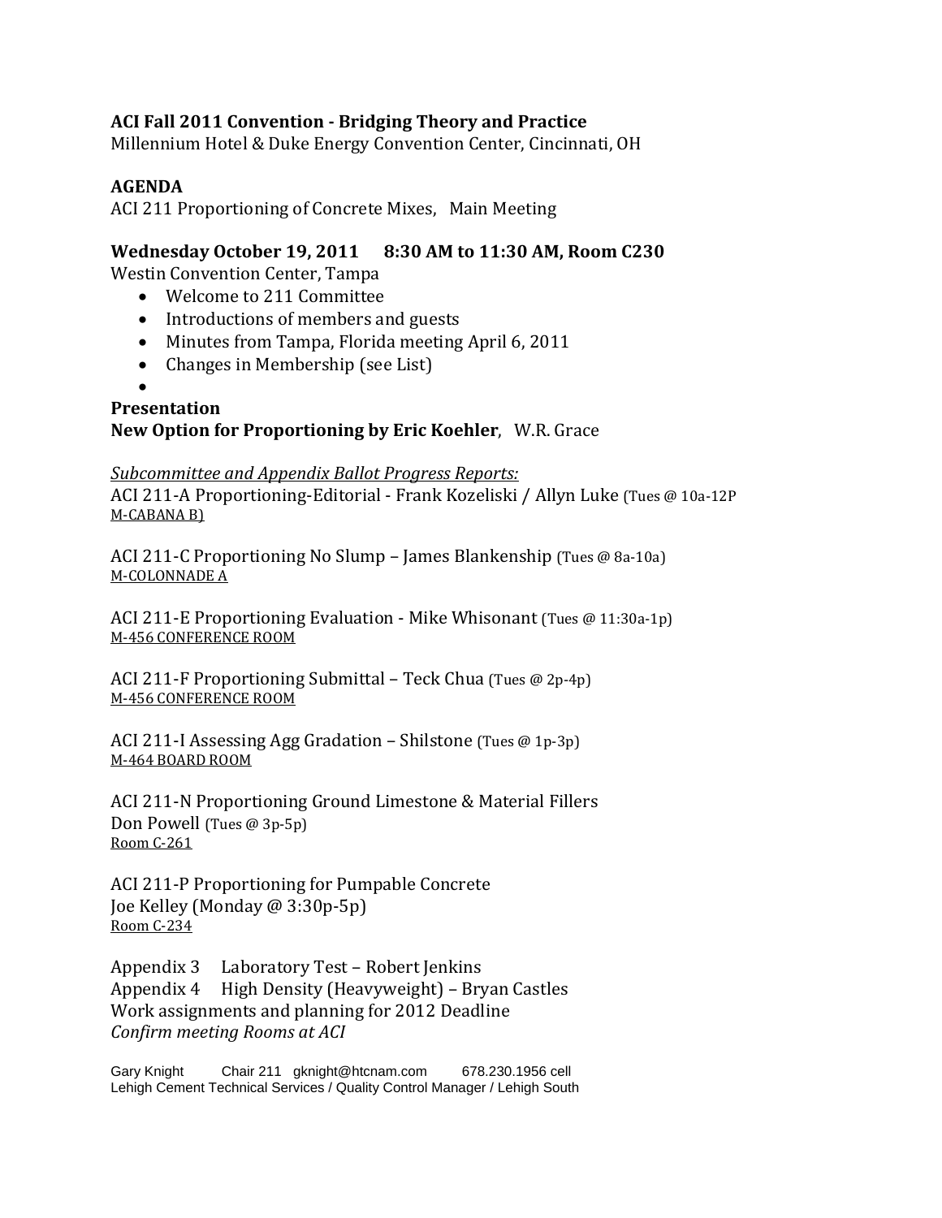**ACI Fall 2011 Convention - Bridging Theory and Practice**
Millennium Hotel & Duke Energy Convention Center, Cincinnati, OH

**AGENDA**
ACI 211 Proportioning of Concrete Mixes, Main Meeting

**Wednesday October 19, 2011 8:30 AM to 11:30 AM, Room C230**
Westin Convention Center, Tampa

- Welcome to 211 Committee
- Introductions of members and guests
- Minutes from Tampa, Florida meeting April 6, 2011
- Changes in Membership (see List)
-

**Presentation**
**New Option for Proportioning by Eric Koehler**, W.R. Grace

*Subcommittee and Appendix Ballot Progress Reports:*
ACI 211-A Proportioning-Editorial - Frank Kozeliski / Allyn Luke (Tues @ 10a-12P
M-CABANA B)

ACI 211-C Proportioning No Slump – James Blankenship (Tues @ 8a-10a)
M-COLONNADE A

ACI 211-E Proportioning Evaluation - Mike Whisonant (Tues @ 11:30a-1p)
M-456 CONFERENCE ROOM

ACI 211-F Proportioning Submittal – Teck Chua (Tues @ 2p-4p)
M-456 CONFERENCE ROOM

ACI 211-I Assessing Agg Gradation – Shilstone (Tues @ 1p-3p)
M-464 BOARD ROOM

ACI 211-N Proportioning Ground Limestone & Material Fillers
Don Powell (Tues @ 3p-5p)
Room C-261

ACI 211-P Proportioning for Pumpable Concrete
Joe Kelley (Monday @ 3:30p-5p)
Room C-234

Appendix 3 Laboratory Test – Robert Jenkins
Appendix 4 High Density (Heavyweight) – Bryan Castles
Work assignments and planning for 2012 Deadline
*Confirm meeting Rooms at ACI*

Gary Knight Chair 211 gknight@htcnam.com 678.230.1956 cell
Lehigh Cement Technical Services / Quality Control Manager / Lehigh South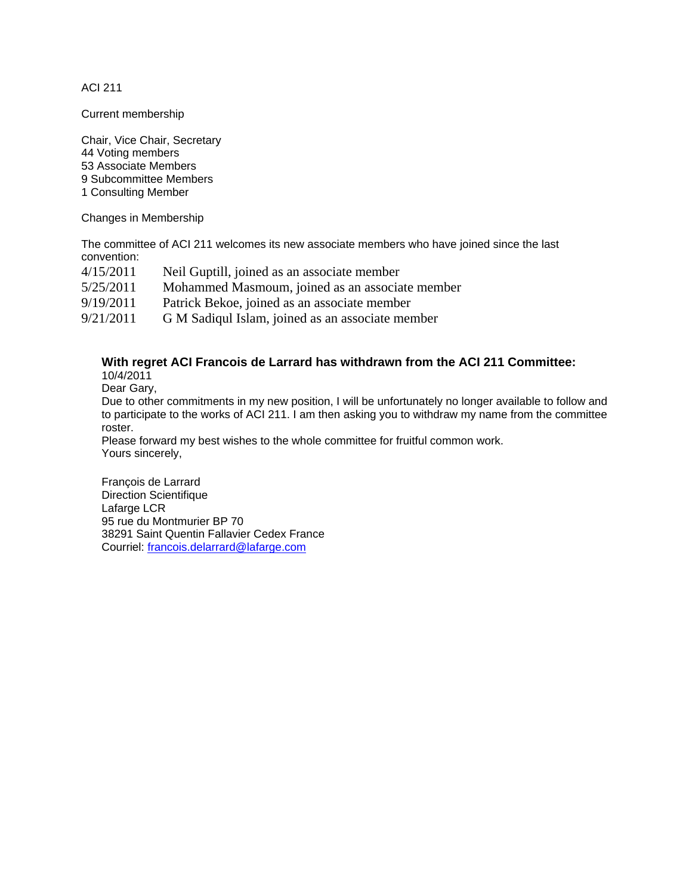ACI 211

Current membership

Chair, Vice Chair, Secretary
44 Voting members
53 Associate Members
9 Subcommittee Members
1 Consulting Member

Changes in Membership

The committee of ACI 211 welcomes its new associate members who have joined since the last convention:

4/15/2011 Neil Guptill, joined as an associate member
5/25/2011 Mohammed Masmoum, joined as an associate member
9/19/2011 Patrick Bekoe, joined as an associate member
9/21/2011 G M Sadiqul Islam, joined as an associate member

**With regret ACI Francois de Larrard has withdrawn from the ACI 211 Committee:**

10/4/2011

Dear Gary,

Due to other commitments in my new position, I will be unfortunately no longer available to follow and to participate to the works of ACI 211. I am then asking you to withdraw my name from the committee roster.

Please forward my best wishes to the whole committee for fruitful common work.

Yours sincerely,

François de Larrard
Direction Scientifique
Lafarge LCR
95 rue du Montmurier BP 70
38291 Saint Quentin Fallavier Cedex France
Courriel: francois.delarrard@lafarge.com